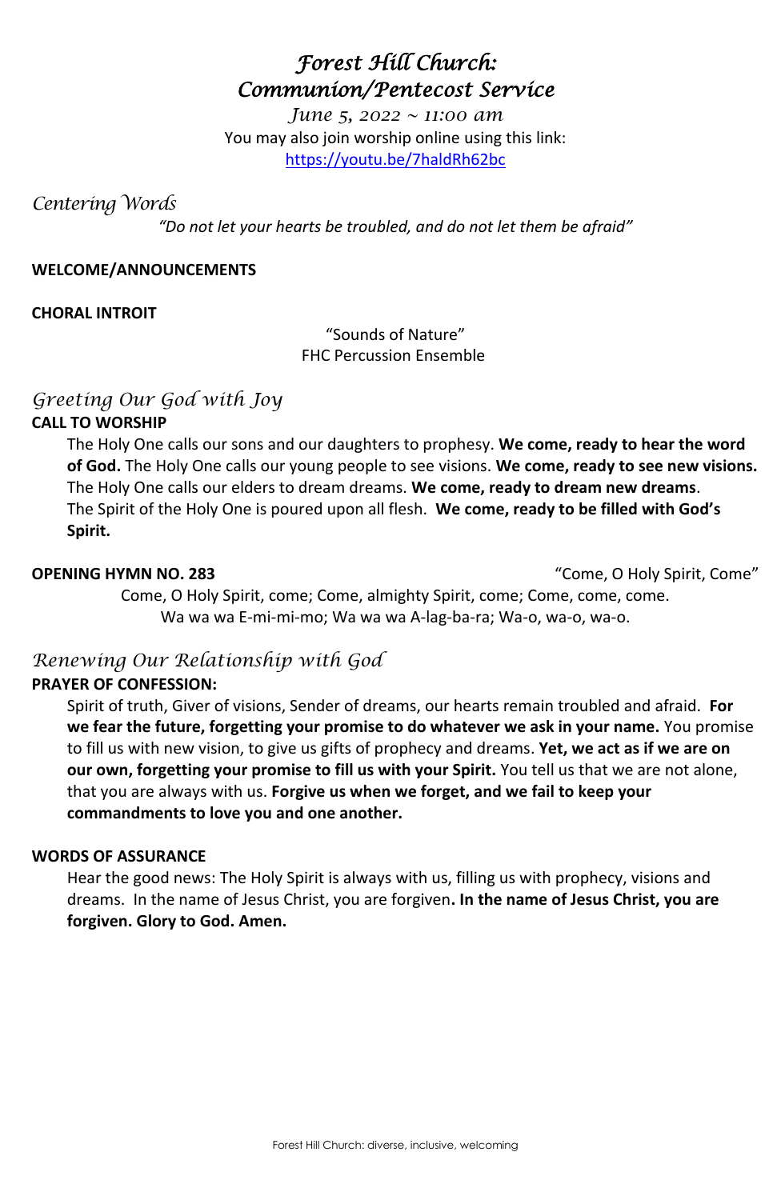# *Forest Hill Church: Communion/Pentecost Service*

*June 5, 2022 ~ 11:00 am*

You may also join worship online using this link: https://youtu.be/7haldRh62bc

## *Centering Words*

*"Do not let your hearts be troubled, and do not let them be afraid"*

**WELCOME/ANNOUNCEMENTS**

**CHORAL INTROIT**

"Sounds of Nature"
FHC Percussion Ensemble

## *Greeting Our God with Joy*

**CALL TO WORSHIP**

The Holy One calls our sons and our daughters to prophesy. **We come, ready to hear the word of God.** The Holy One calls our young people to see visions. **We come, ready to see new visions.** The Holy One calls our elders to dream dreams. **We come, ready to dream new dreams**. The Spirit of the Holy One is poured upon all flesh. **We come, ready to be filled with God's Spirit.**

**OPENING HYMN NO. 283** "Come, O Holy Spirit, Come"

Come, O Holy Spirit, come; Come, almighty Spirit, come; Come, come, come.
Wa wa wa E-mi-mi-mo; Wa wa wa A-lag-ba-ra; Wa-o, wa-o, wa-o.

## *Renewing Our Relationship with God*

**PRAYER OF CONFESSION:**

Spirit of truth, Giver of visions, Sender of dreams, our hearts remain troubled and afraid. **For we fear the future, forgetting your promise to do whatever we ask in your name.** You promise to fill us with new vision, to give us gifts of prophecy and dreams. **Yet, we act as if we are on our own, forgetting your promise to fill us with your Spirit.** You tell us that we are not alone, that you are always with us. **Forgive us when we forget, and we fail to keep your commandments to love you and one another.**

**WORDS OF ASSURANCE**

Hear the good news: The Holy Spirit is always with us, filling us with prophecy, visions and dreams. In the name of Jesus Christ, you are forgiven**. In the name of Jesus Christ, you are forgiven. Glory to God. Amen.**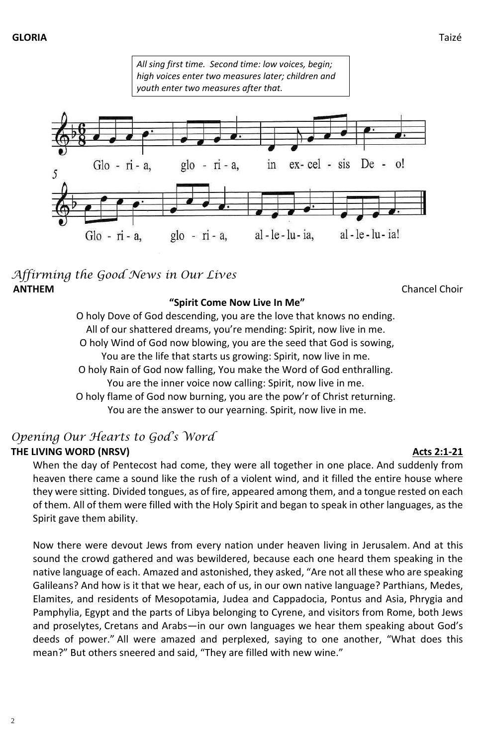**GLORIA** Taizé

*All sing first time. Second time: low voices, begin; high voices enter two measures later; children and youth enter two measures after that.*

Glo - ri - a, glo - ri - a, in ex- cel - sis De - o!

Glo - ri - a, glo - ri - a, al - le - lu - ia, al - le - lu - ia!

## *Affirming the Good News in Our Lives*

**ANTHEM** Chancel Choir

**"Spirit Come Now Live In Me"**

O holy Dove of God descending, you are the love that knows no ending.
All of our shattered dreams, you're mending: Spirit, now live in me.
O holy Wind of God now blowing, you are the seed that God is sowing,
You are the life that starts us growing: Spirit, now live in me.
O holy Rain of God now falling, You make the Word of God enthralling.
You are the inner voice now calling: Spirit, now live in me.
O holy flame of God now burning, you are the pow'r of Christ returning.
You are the answer to our yearning. Spirit, now live in me.

## *Opening Our Hearts to God's Word*

**THE LIVING WORD (NRSV)** **Acts 2:1-21**

When the day of Pentecost had come, they were all together in one place. And suddenly from heaven there came a sound like the rush of a violent wind, and it filled the entire house where they were sitting. Divided tongues, as of fire, appeared among them, and a tongue rested on each of them. All of them were filled with the Holy Spirit and began to speak in other languages, as the Spirit gave them ability.

Now there were devout Jews from every nation under heaven living in Jerusalem. And at this sound the crowd gathered and was bewildered, because each one heard them speaking in the native language of each. Amazed and astonished, they asked, "Are not all these who are speaking Galileans? And how is it that we hear, each of us, in our own native language? Parthians, Medes, Elamites, and residents of Mesopotamia, Judea and Cappadocia, Pontus and Asia, Phrygia and Pamphylia, Egypt and the parts of Libya belonging to Cyrene, and visitors from Rome, both Jews and proselytes, Cretans and Arabs—in our own languages we hear them speaking about God's deeds of power." All were amazed and perplexed, saying to one another, "What does this mean?" But others sneered and said, "They are filled with new wine."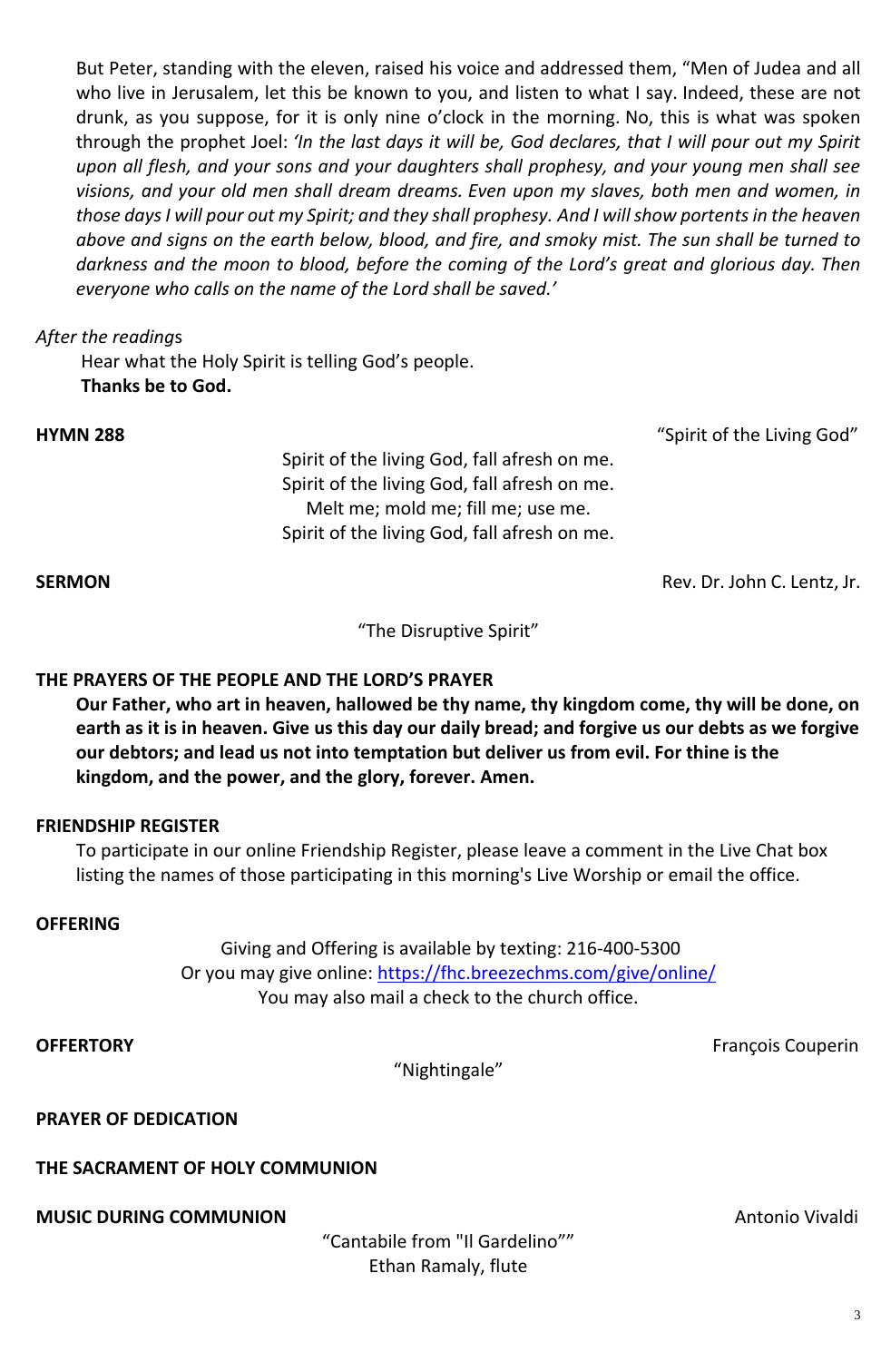But Peter, standing with the eleven, raised his voice and addressed them, "Men of Judea and all who live in Jerusalem, let this be known to you, and listen to what I say. Indeed, these are not drunk, as you suppose, for it is only nine o'clock in the morning. No, this is what was spoken through the prophet Joel: *'In the last days it will be, God declares, that I will pour out my Spirit upon all flesh, and your sons and your daughters shall prophesy, and your young men shall see visions, and your old men shall dream dreams. Even upon my slaves, both men and women, in those days I will pour out my Spirit; and they shall prophesy. And I will show portents in the heaven above and signs on the earth below, blood, and fire, and smoky mist. The sun shall be turned to darkness and the moon to blood, before the coming of the Lord's great and glorious day. Then everyone who calls on the name of the Lord shall be saved.'*

*After the readings*

Hear what the Holy Spirit is telling God's people.
**Thanks be to God.**

**HYMN 288** "Spirit of the Living God"

Spirit of the living God, fall afresh on me.
Spirit of the living God, fall afresh on me.
Melt me; mold me; fill me; use me.
Spirit of the living God, fall afresh on me.

**SERMON** Rev. Dr. John C. Lentz, Jr.

"The Disruptive Spirit"

**THE PRAYERS OF THE PEOPLE AND THE LORD'S PRAYER**

**Our Father, who art in heaven, hallowed be thy name, thy kingdom come, thy will be done, on earth as it is in heaven. Give us this day our daily bread; and forgive us our debts as we forgive our debtors; and lead us not into temptation but deliver us from evil. For thine is the kingdom, and the power, and the glory, forever. Amen.**

**FRIENDSHIP REGISTER**

To participate in our online Friendship Register, please leave a comment in the Live Chat box listing the names of those participating in this morning's Live Worship or email the office.

**OFFERING**

Giving and Offering is available by texting: 216-400-5300
Or you may give online: https://fhc.breezechms.com/give/online/
You may also mail a check to the church office.

**OFFERTORY** François Couperin

"Nightingale"

**PRAYER OF DEDICATION**

**THE SACRAMENT OF HOLY COMMUNION**

**MUSIC DURING COMMUNION** Antonio Vivaldi

"Cantabile from "Il Gardelino""
Ethan Ramaly, flute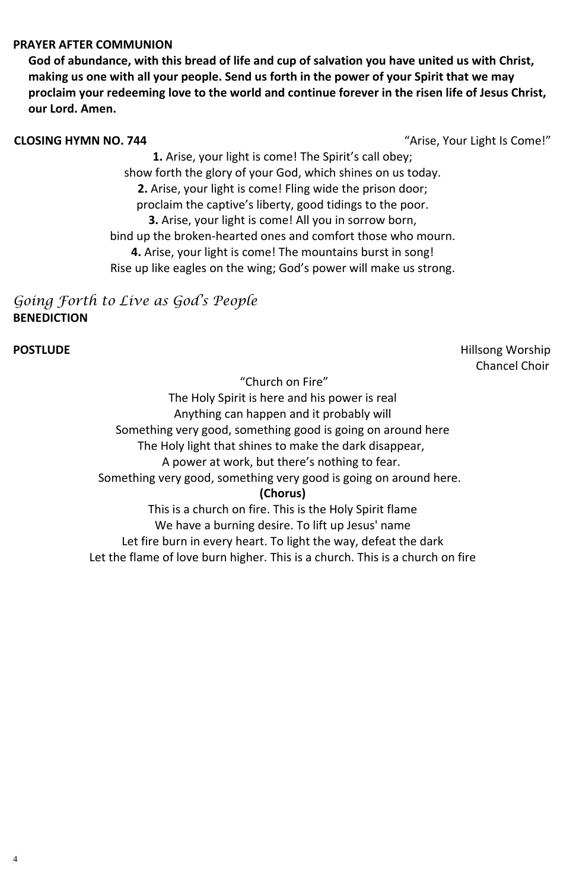**PRAYER AFTER COMMUNION**

**God of abundance, with this bread of life and cup of salvation you have united us with Christ, making us one with all your people. Send us forth in the power of your Spirit that we may proclaim your redeeming love to the world and continue forever in the risen life of Jesus Christ, our Lord. Amen.**

**CLOSING HYMN NO. 744** "Arise, Your Light Is Come!"

**1.** Arise, your light is come! The Spirit's call obey;
show forth the glory of your God, which shines on us today.
**2.** Arise, your light is come! Fling wide the prison door;
proclaim the captive's liberty, good tidings to the poor.
**3.** Arise, your light is come! All you in sorrow born,
bind up the broken-hearted ones and comfort those who mourn.
**4.** Arise, your light is come! The mountains burst in song!
Rise up like eagles on the wing; God's power will make us strong.

## *Going Forth to Live as God's People*

**BENEDICTION**

**POSTLUDE** Hillsong Worship
Chancel Choir

"Church on Fire"
The Holy Spirit is here and his power is real
Anything can happen and it probably will
Something very good, something good is going on around here
The Holy light that shines to make the dark disappear,
A power at work, but there's nothing to fear.
Something very good, something very good is going on around here.
**(Chorus)**
This is a church on fire. This is the Holy Spirit flame
We have a burning desire. To lift up Jesus' name
Let fire burn in every heart. To light the way, defeat the dark
Let the flame of love burn higher. This is a church. This is a church on fire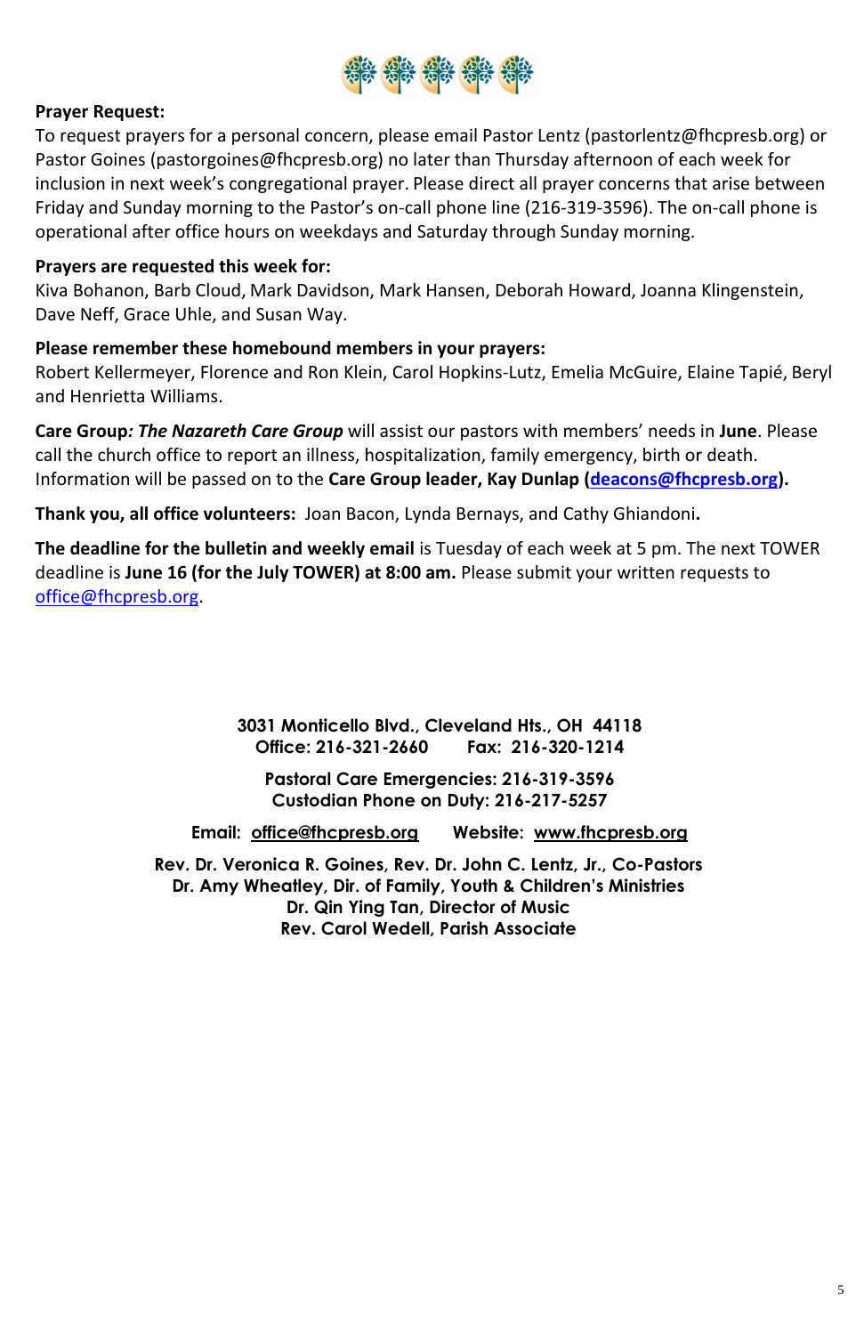**Prayer Request:**
To request prayers for a personal concern, please email Pastor Lentz (pastorlentz@fhcpresb.org) or Pastor Goines (pastorgoines@fhcpresb.org) no later than Thursday afternoon of each week for inclusion in next week's congregational prayer. Please direct all prayer concerns that arise between Friday and Sunday morning to the Pastor's on-call phone line (216-319-3596). The on-call phone is operational after office hours on weekdays and Saturday through Sunday morning.

**Prayers are requested this week for:**
Kiva Bohanon, Barb Cloud, Mark Davidson, Mark Hansen, Deborah Howard, Joanna Klingenstein, Dave Neff, Grace Uhle, and Susan Way.

**Please remember these homebound members in your prayers:**
Robert Kellermeyer, Florence and Ron Klein, Carol Hopkins-Lutz, Emelia McGuire, Elaine Tapié, Beryl and Henrietta Williams.

**Care Group*: The Nazareth Care Group*** will assist our pastors with members' needs in **June**. Please call the church office to report an illness, hospitalization, family emergency, birth or death. Information will be passed on to the **Care Group leader, Kay Dunlap (deacons@fhcpresb.org).**

**Thank you, all office volunteers:** Joan Bacon, Lynda Bernays, and Cathy Ghiandoni**.**

**The deadline for the bulletin and weekly email** is Tuesday of each week at 5 pm. The next TOWER deadline is **June 16 (for the July TOWER) at 8:00 am.** Please submit your written requests to office@fhcpresb.org.

**3031 Monticello Blvd., Cleveland Hts., OH 44118**
**Office: 216-321-2660 Fax: 216-320-1214**

**Pastoral Care Emergencies: 216-319-3596**
**Custodian Phone on Duty: 216-217-5257**

**Email: office@fhcpresb.org Website: www.fhcpresb.org**

**Rev. Dr. Veronica R. Goines, Rev. Dr. John C. Lentz, Jr., Co-Pastors**
**Dr. Amy Wheatley, Dir. of Family, Youth & Children's Ministries**
**Dr. Qin Ying Tan, Director of Music**
**Rev. Carol Wedell, Parish Associate**